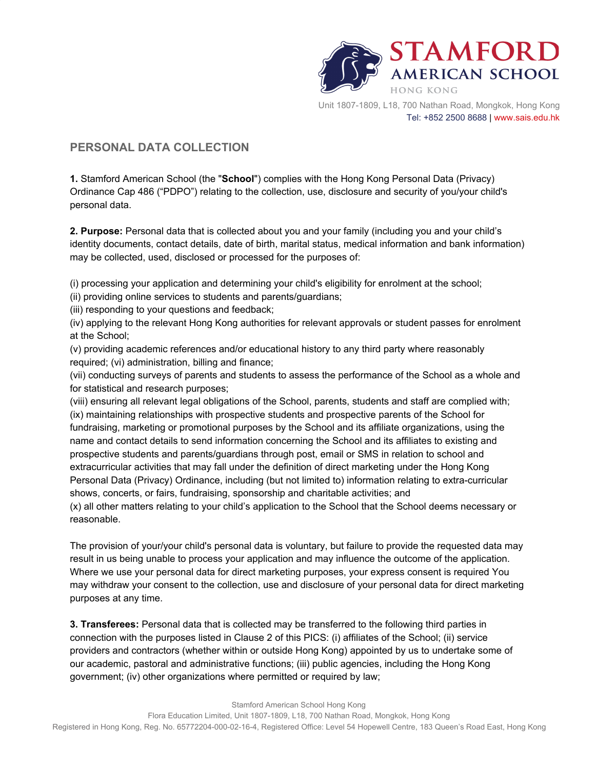STAMFORD AMERICAN SCHOOL
HONG KONG

Unit 1807-1809, L18, 700 Nathan Road, Mongkok, Hong Kong
Tel: +852 2500 8688 | www.sais.edu.hk

## PERSONAL DATA COLLECTION

**1.** Stamford American School (the "**School**") complies with the Hong Kong Personal Data (Privacy) Ordinance Cap 486 ("PDPO") relating to the collection, use, disclosure and security of you/your child's personal data.

**2. Purpose:** Personal data that is collected about you and your family (including you and your child's identity documents, contact details, date of birth, marital status, medical information and bank information) may be collected, used, disclosed or processed for the purposes of:

(i) processing your application and determining your child's eligibility for enrolment at the school;
(ii) providing online services to students and parents/guardians;
(iii) responding to your questions and feedback;
(iv) applying to the relevant Hong Kong authorities for relevant approvals or student passes for enrolment at the School;
(v) providing academic references and/or educational history to any third party where reasonably required; (vi) administration, billing and finance;
(vii) conducting surveys of parents and students to assess the performance of the School as a whole and for statistical and research purposes;
(viii) ensuring all relevant legal obligations of the School, parents, students and staff are complied with;
(ix) maintaining relationships with prospective students and prospective parents of the School for fundraising, marketing or promotional purposes by the School and its affiliate organizations, using the name and contact details to send information concerning the School and its affiliates to existing and prospective students and parents/guardians through post, email or SMS in relation to school and extracurricular activities that may fall under the definition of direct marketing under the Hong Kong Personal Data (Privacy) Ordinance, including (but not limited to) information relating to extra-curricular shows, concerts, or fairs, fundraising, sponsorship and charitable activities; and
(x) all other matters relating to your child's application to the School that the School deems necessary or reasonable.

The provision of your/your child's personal data is voluntary, but failure to provide the requested data may result in us being unable to process your application and may influence the outcome of the application. Where we use your personal data for direct marketing purposes, your express consent is required You may withdraw your consent to the collection, use and disclosure of your personal data for direct marketing purposes at any time.

**3. Transferees:** Personal data that is collected may be transferred to the following third parties in connection with the purposes listed in Clause 2 of this PICS: (i) affiliates of the School; (ii) service providers and contractors (whether within or outside Hong Kong) appointed by us to undertake some of our academic, pastoral and administrative functions; (iii) public agencies, including the Hong Kong government; (iv) other organizations where permitted or required by law;

Stamford American School Hong Kong
Flora Education Limited, Unit 1807-1809, L18, 700 Nathan Road, Mongkok, Hong Kong
Registered in Hong Kong, Reg. No. 65772204-000-02-16-4, Registered Office: Level 54 Hopewell Centre, 183 Queen's Road East, Hong Kong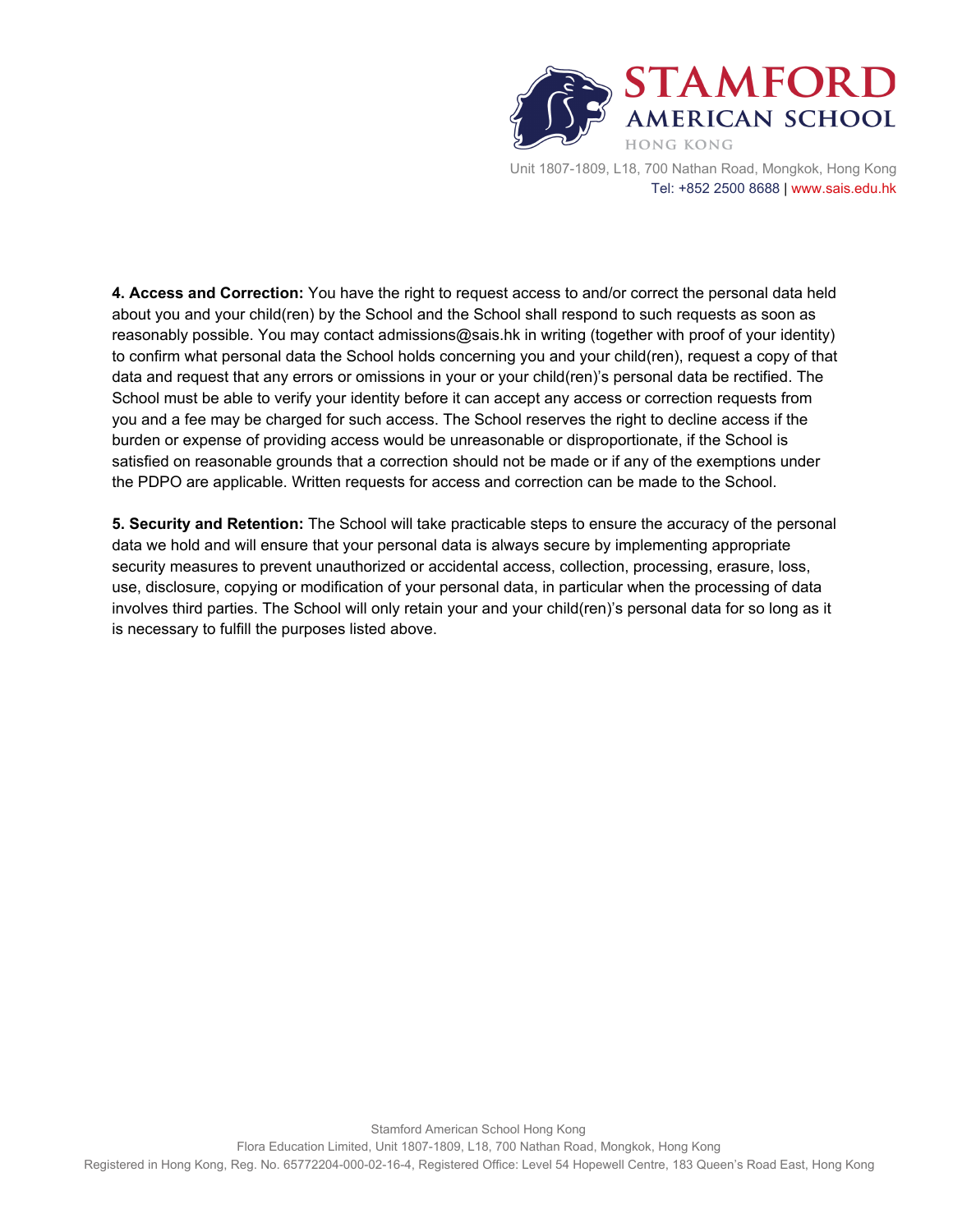**4. Access and Correction:** You have the right to request access to and/or correct the personal data held about you and your child(ren) by the School and the School shall respond to such requests as soon as reasonably possible. You may contact admissions@sais.hk in writing (together with proof of your identity) to confirm what personal data the School holds concerning you and your child(ren), request a copy of that data and request that any errors or omissions in your or your child(ren)'s personal data be rectified. The School must be able to verify your identity before it can accept any access or correction requests from you and a fee may be charged for such access. The School reserves the right to decline access if the burden or expense of providing access would be unreasonable or disproportionate, if the School is satisfied on reasonable grounds that a correction should not be made or if any of the exemptions under the PDPO are applicable. Written requests for access and correction can be made to the School.

**5. Security and Retention:** The School will take practicable steps to ensure the accuracy of the personal data we hold and will ensure that your personal data is always secure by implementing appropriate security measures to prevent unauthorized or accidental access, collection, processing, erasure, loss, use, disclosure, copying or modification of your personal data, in particular when the processing of data involves third parties. The School will only retain your and your child(ren)'s personal data for so long as it is necessary to fulfill the purposes listed above.